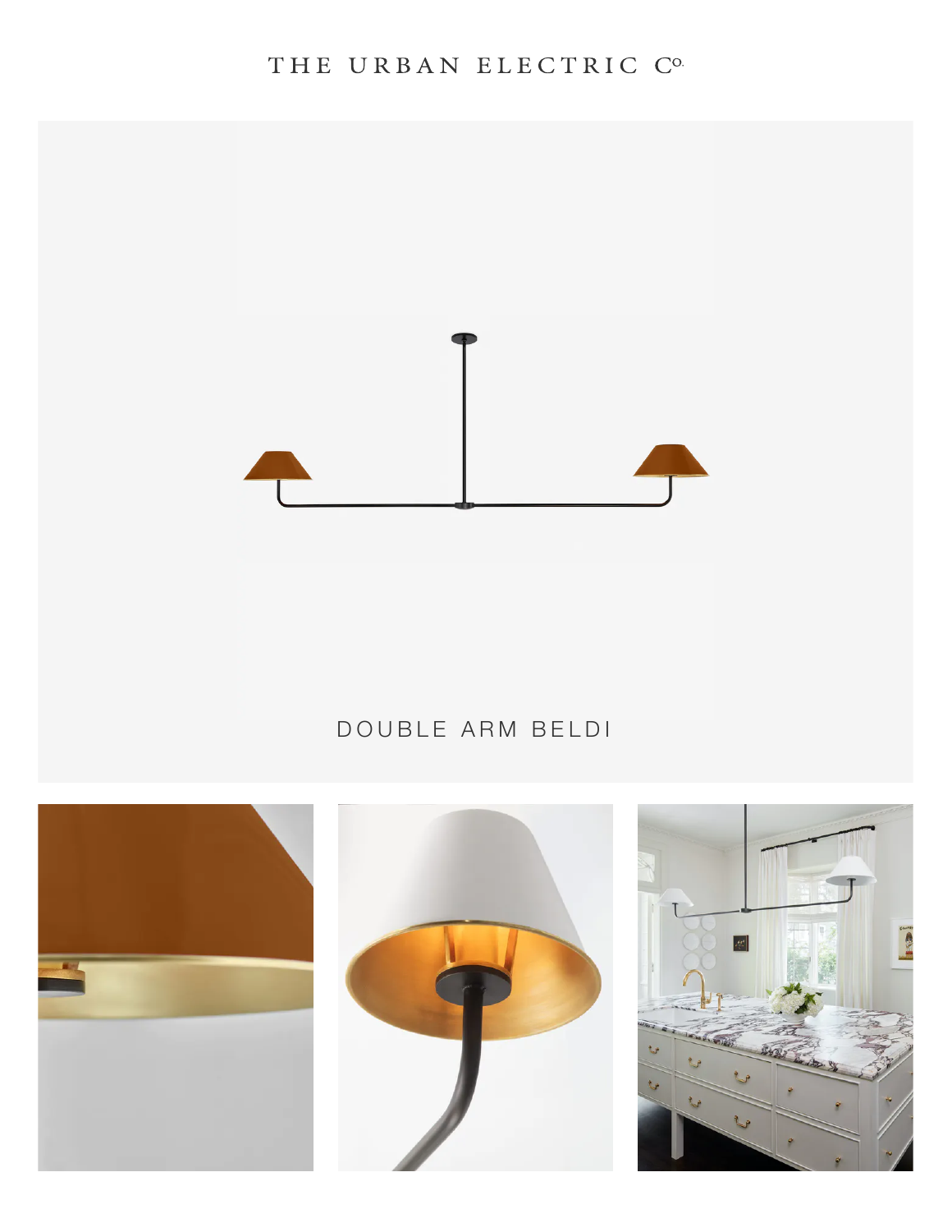THE URBAN ELECTRIC Co.

# DOUBLE ARM BELDI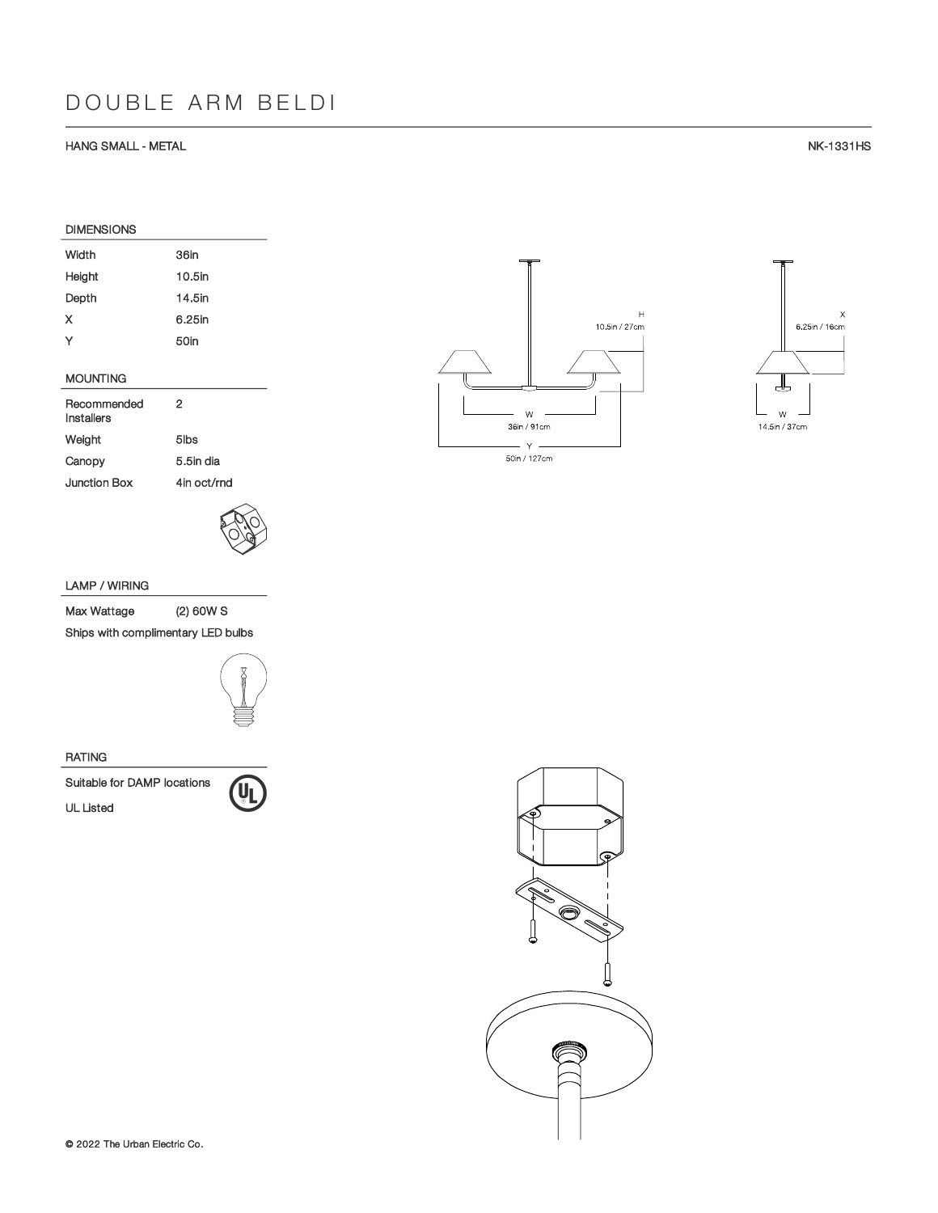# DOUBLE ARM BELDI

HANG SMALL - METAL

NK-1331HS

## DIMENSIONS

| | |
|---|---|
| Width | 36in |
| Height | 10.5in |
| Depth | 14.5in |
| X | 6.25in |
| Y | 50in |

## MOUNTING

| | |
|---|---|
| Recommended Installers | 2 |
| Weight | 5lbs |
| Canopy | 5.5in dia |
| Junction Box | 4in oct/rnd |

## LAMP / WIRING

| | |
|---|---|
| Max Wattage | (2) 60W S |

Ships with complimentary LED bulbs

## RATING

Suitable for DAMP locations

UL Listed

H
10.5in / 27cm

W
36in / 91cm

Y
50in / 127cm

X
6.25in / 16cm

W
14.5in / 37cm

© 2022 The Urban Electric Co.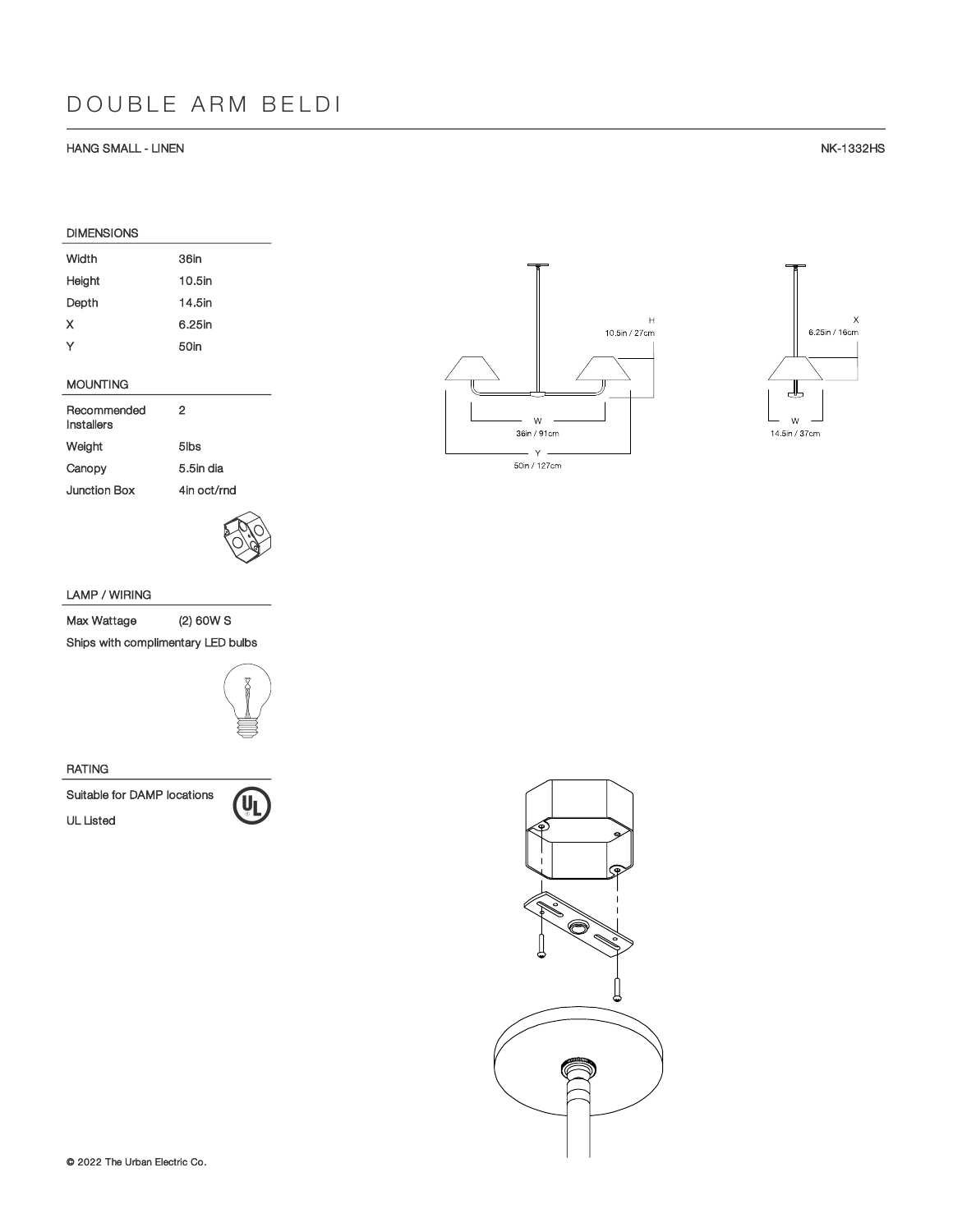# DOUBLE ARM BELDI

HANG SMALL - LINEN

NK-1332HS

## DIMENSIONS

| | |
|---|---|
| Width | 36in |
| Height | 10.5in |
| Depth | 14.5in |
| X | 6.25in |
| Y | 50in |

## MOUNTING

| | |
|---|---|
| Recommended Installers | 2 |
| Weight | 5lbs |
| Canopy | 5.5in dia |
| Junction Box | 4in oct/rnd |

## LAMP / WIRING

| | |
|---|---|
| Max Wattage | (2) 60W S |

Ships with complimentary LED bulbs

## RATING

Suitable for DAMP locations

UL Listed

H 10.5in / 27cm

W 36in / 91cm

Y 50in / 127cm

X 6.25in / 16cm

W 14.5in / 37cm

© 2022 The Urban Electric Co.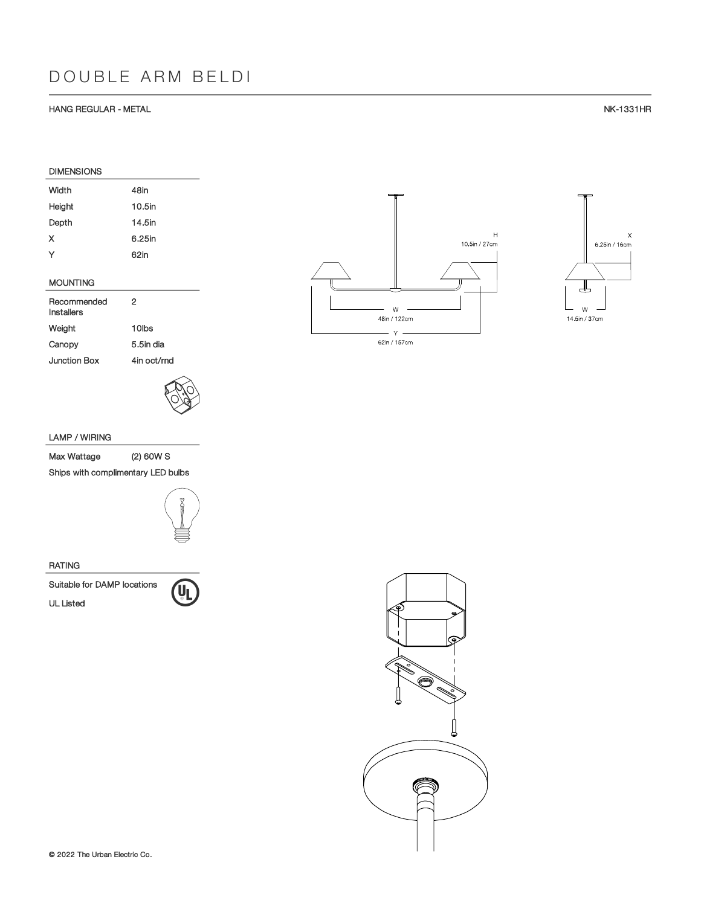# DOUBLE ARM BELDI

HANG REGULAR - METAL

NK-1331HR

## DIMENSIONS

| | |
|---|---|
| Width | 48in |
| Height | 10.5in |
| Depth | 14.5in |
| X | 6.25in |
| Y | 62in |

## MOUNTING

| | |
|---|---|
| Recommended Installers | 2 |
| Weight | 10lbs |
| Canopy | 5.5in dia |
| Junction Box | 4in oct/rnd |

## LAMP / WIRING

| | |
|---|---|
| Max Wattage | (2) 60W S |

Ships with complimentary LED bulbs

## RATING

Suitable for DAMP locations

UL Listed

H 10.5in / 27cm

W 48in / 122cm

Y 62in / 157cm

X 6.25in / 16cm

W 14.5in / 37cm

© 2022 The Urban Electric Co.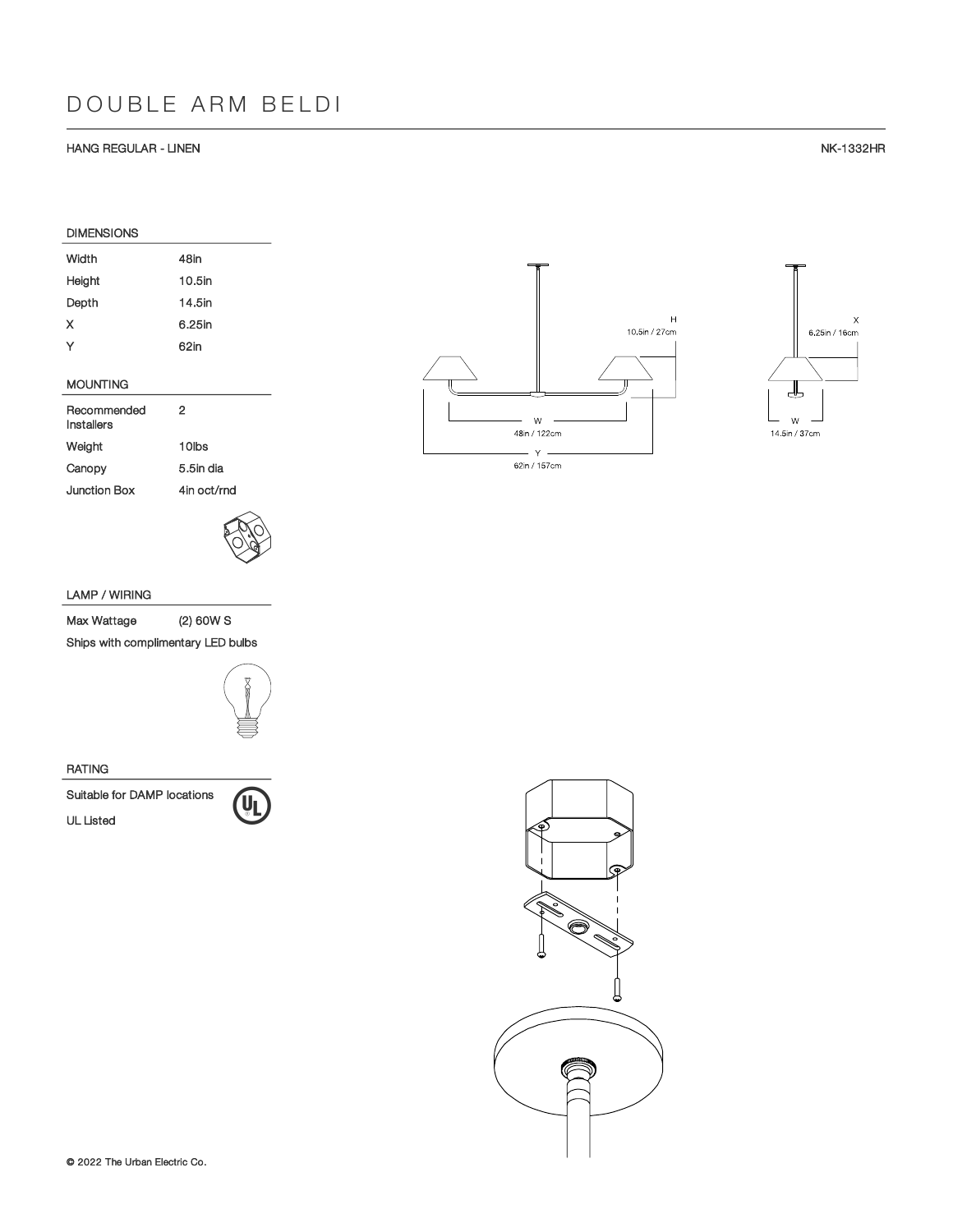# DOUBLE ARM BELDI

HANG REGULAR - LINEN

NK-1332HR

### DIMENSIONS

| | |
|---|---|
| Width | 48in |
| Height | 10.5in |
| Depth | 14.5in |
| X | 6.25in |
| Y | 62in |

### MOUNTING

| | |
|---|---|
| Recommended Installers | 2 |
| Weight | 10lbs |
| Canopy | 5.5in dia |
| Junction Box | 4in oct/rnd |

### LAMP / WIRING

| | |
|---|---|
| Max Wattage | (2) 60W S |

Ships with complimentary LED bulbs

### RATING

Suitable for DAMP locations

UL Listed

H
10.5in / 27cm

W
48in / 122cm

Y
62in / 157cm

X
6.25in / 16cm

W
14.5in / 37cm

© 2022 The Urban Electric Co.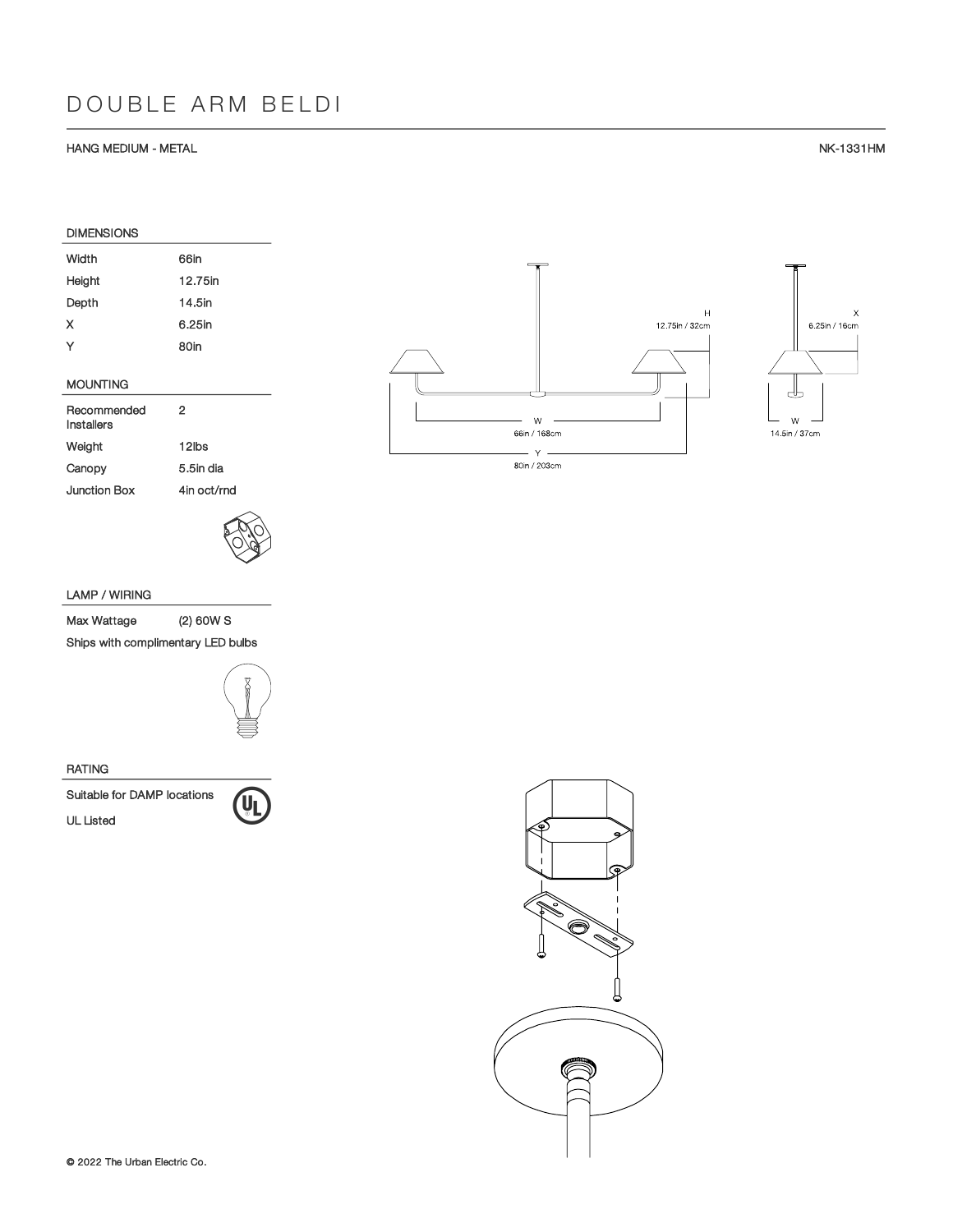# DOUBLE ARM BELDI

HANG MEDIUM - METAL

NK-1331HM

## DIMENSIONS

| | |
|---|---|
| Width | 66in |
| Height | 12.75in |
| Depth | 14.5in |
| X | 6.25in |
| Y | 80in |

## MOUNTING

| | |
|---|---|
| Recommended Installers | 2 |
| Weight | 12lbs |
| Canopy | 5.5in dia |
| Junction Box | 4in oct/rnd |

## LAMP / WIRING

| | |
|---|---|
| Max Wattage | (2) 60W S |

Ships with complimentary LED bulbs

## RATING

Suitable for DAMP locations

UL Listed

H
12.75in / 32cm

X
6.25in / 16cm

W
66in / 168cm

W
14.5in / 37cm

Y
80in / 203cm

© 2022 The Urban Electric Co.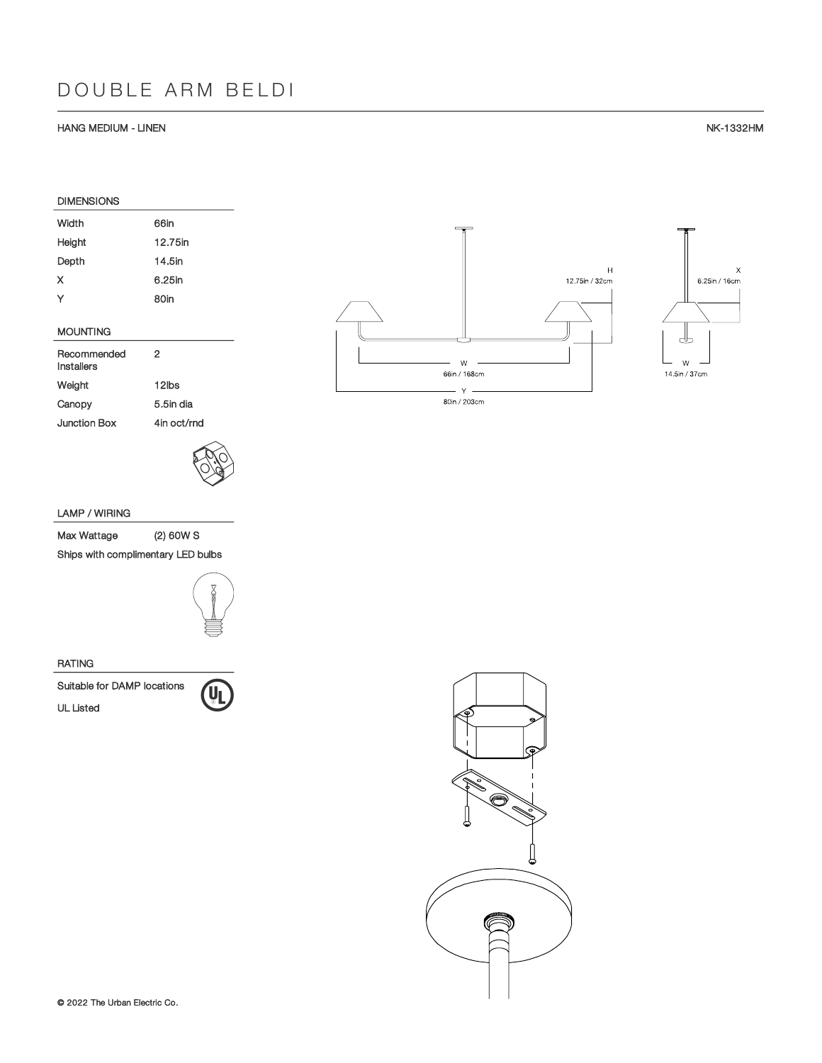# DOUBLE ARM BELDI

HANG MEDIUM - LINEN

NK-1332HM

## DIMENSIONS

| | |
|---|---|
| Width | 66in |
| Height | 12.75in |
| Depth | 14.5in |
| X | 6.25in |
| Y | 80in |

## MOUNTING

| | |
|---|---|
| Recommended Installers | 2 |
| Weight | 12lbs |
| Canopy | 5.5in dia |
| Junction Box | 4in oct/rnd |

## LAMP / WIRING

| | |
|---|---|
| Max Wattage | (2) 60W S |

Ships with complimentary LED bulbs

## RATING

Suitable for DAMP locations

UL Listed

H 12.75in / 32cm

W 66in / 168cm

Y 80in / 203cm

X 6.25in / 16cm

W 14.5in / 37cm

© 2022 The Urban Electric Co.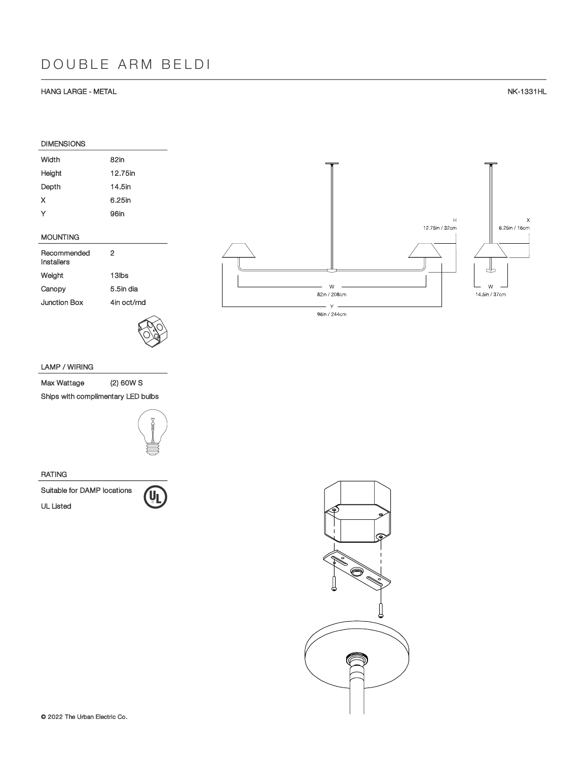# DOUBLE ARM BELDI

HANG LARGE - METAL

NK-1331HL

## DIMENSIONS

| | |
|---|---|
| Width | 82in |
| Height | 12.75in |
| Depth | 14.5in |
| X | 6.25in |
| Y | 96in |

## MOUNTING

| | |
|---|---|
| Recommended Installers | 2 |
| Weight | 13lbs |
| Canopy | 5.5in dia |
| Junction Box | 4in oct/rnd |

## LAMP / WIRING

| | |
|---|---|
| Max Wattage | (2) 60W S |

Ships with complimentary LED bulbs

## RATING

Suitable for DAMP locations

UL Listed

H 12.75in / 32cm

X 6.25in / 16cm

W 82in / 208cm

W 14.5in / 37cm

Y 96in / 244cm

© 2022 The Urban Electric Co.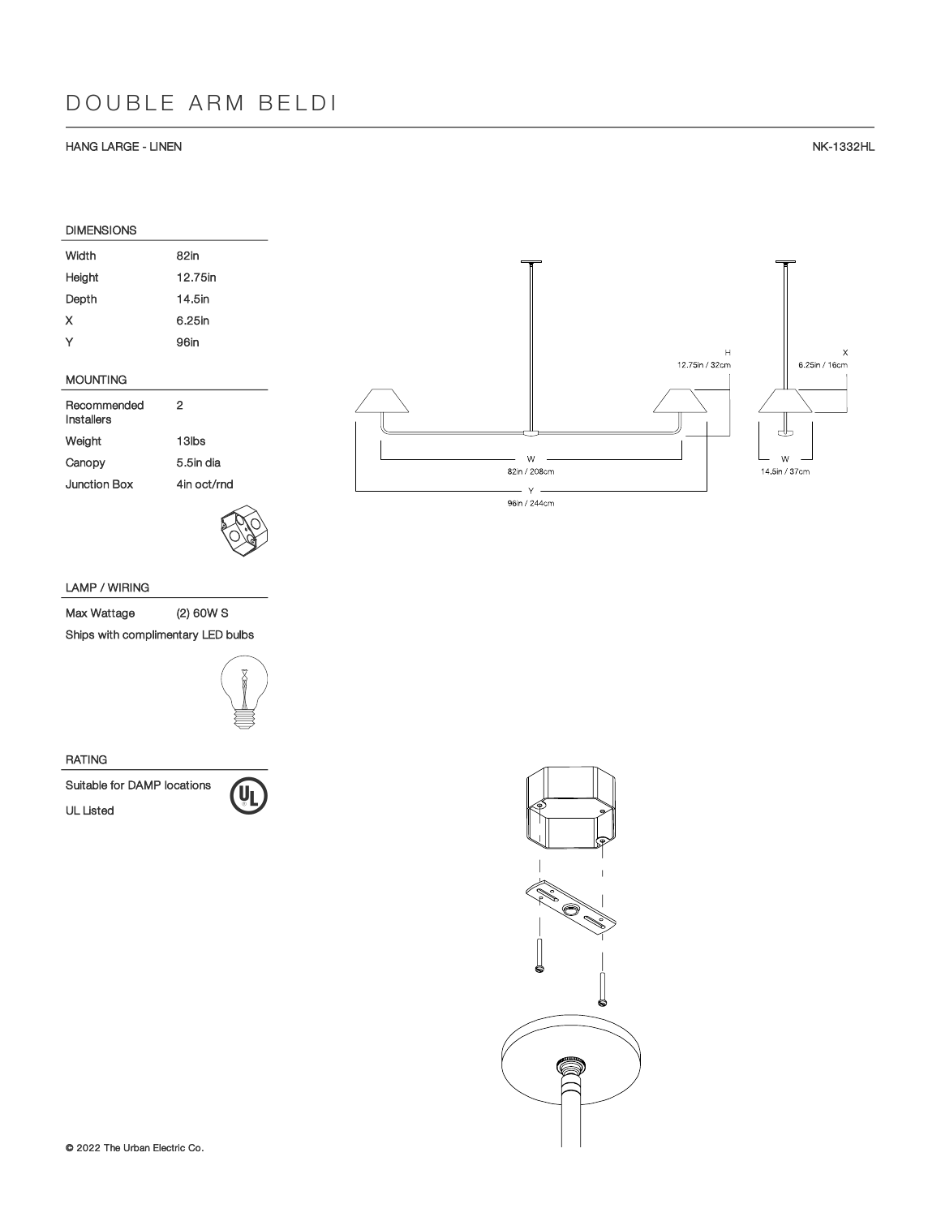# DOUBLE ARM BELDI

HANG LARGE - LINEN

NK-1332HL

## DIMENSIONS

| | |
|---|---|
| Width | 82in |
| Height | 12.75in |
| Depth | 14.5in |
| X | 6.25in |
| Y | 96in |

## MOUNTING

| | |
|---|---|
| Recommended Installers | 2 |
| Weight | 13lbs |
| Canopy | 5.5in dia |
| Junction Box | 4in oct/rnd |

## LAMP / WIRING

| | |
|---|---|
| Max Wattage | (2) 60W S |

Ships with complimentary LED bulbs

## RATING

Suitable for DAMP locations

UL Listed

H
12.75in / 32cm

X
6.25in / 16cm

W
82in / 208cm

W
14.5in / 37cm

Y
96in / 244cm

© 2022 The Urban Electric Co.